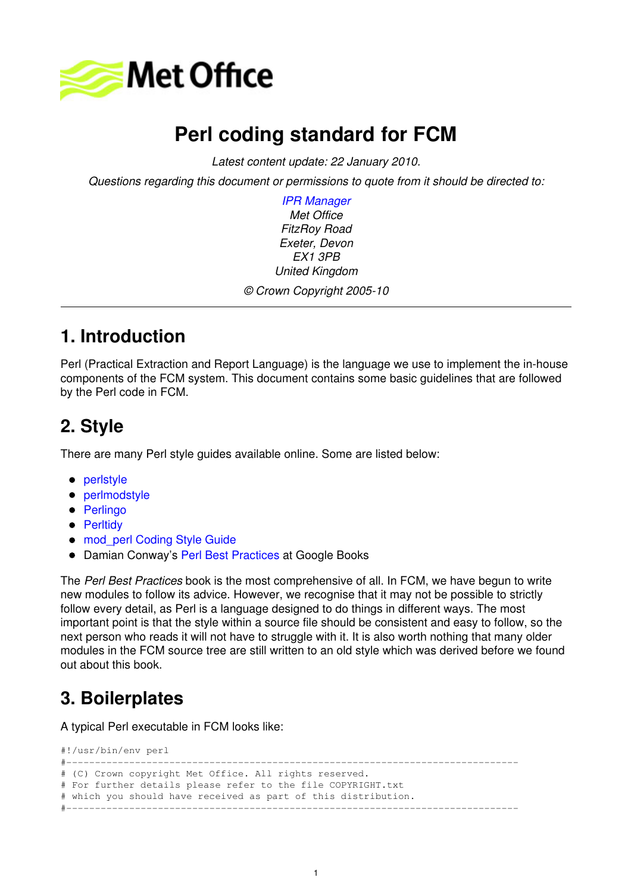Met Office

# Perl coding standard for FCM

*Latest content update: 22 January 2010.*

*Questions regarding this document or permissions to quote from it should be directed to:*

*IPR Manager*
*Met Office*
*FitzRoy Road*
*Exeter, Devon*
*EX1 3PB*
*United Kingdom*

*© Crown Copyright 2005-10*

---

## 1. Introduction

Perl (Practical Extraction and Report Language) is the language we use to implement the in-house components of the FCM system. This document contains some basic guidelines that are followed by the Perl code in FCM.

## 2. Style

There are many Perl style guides available online. Some are listed below:

- perlstyle
- perlmodstyle
- Perlingo
- Perltidy
- mod_perl Coding Style Guide
- Damian Conway's Perl Best Practices at Google Books

The *Perl Best Practices* book is the most comprehensive of all. In FCM, we have begun to write new modules to follow its advice. However, we recognise that it may not be possible to strictly follow every detail, as Perl is a language designed to do things in different ways. The most important point is that the style within a source file should be consistent and easy to follow, so the next person who reads it will not have to struggle with it. It is also worth nothing that many older modules in the FCM source tree are still written to an old style which was derived before we found out about this book.

## 3. Boilerplates

A typical Perl executable in FCM looks like:

```
#!/usr/bin/env perl
#-------------------------------------------------------------------------------
# (C) Crown copyright Met Office. All rights reserved.
# For further details please refer to the file COPYRIGHT.txt
# which you should have received as part of this distribution.
#-------------------------------------------------------------------------------
```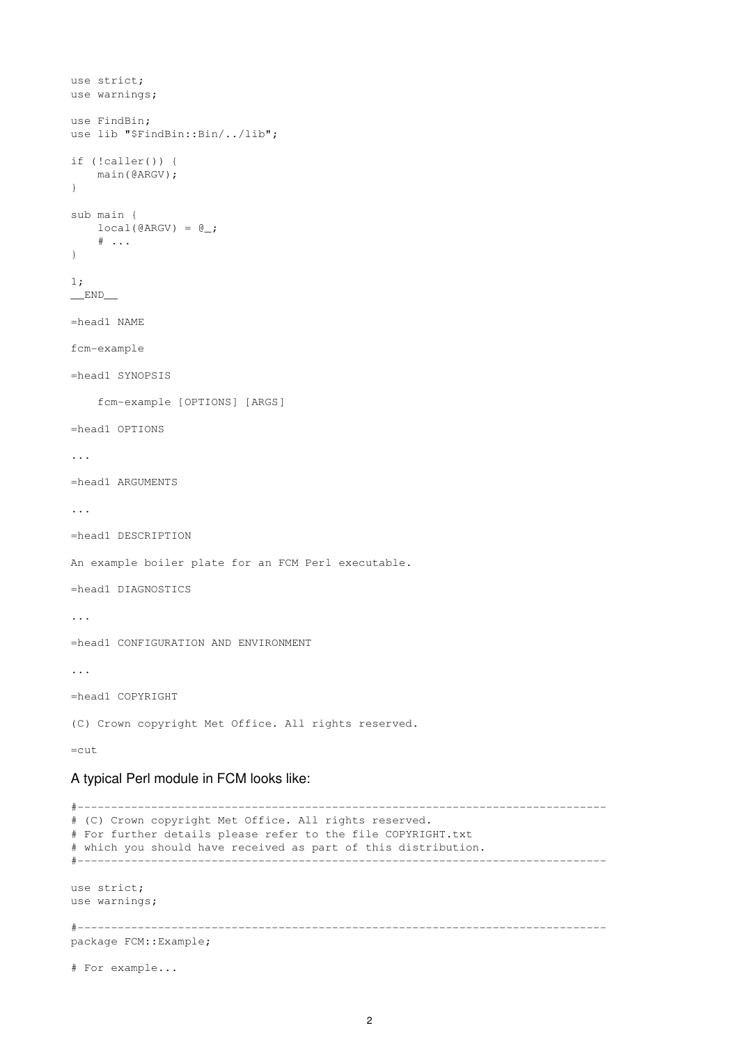```
use strict;
use warnings;

use FindBin;
use lib "$FindBin::Bin/../lib";

if (!caller()) {
    main(@ARGV);
}

sub main {
    local(@ARGV) = @_;
    # ...
}

1;
__END__

=head1 NAME

fcm-example

=head1 SYNOPSIS

    fcm-example [OPTIONS] [ARGS]

=head1 OPTIONS

...

=head1 ARGUMENTS

...

=head1 DESCRIPTION

An example boiler plate for an FCM Perl executable.

=head1 DIAGNOSTICS

...

=head1 CONFIGURATION AND ENVIRONMENT

...

=head1 COPYRIGHT

(C) Crown copyright Met Office. All rights reserved.

=cut
```

A typical Perl module in FCM looks like:

```
#-------------------------------------------------------------------------------
# (C) Crown copyright Met Office. All rights reserved.
# For further details please refer to the file COPYRIGHT.txt
# which you should have received as part of this distribution.
#-------------------------------------------------------------------------------

use strict;
use warnings;

#-------------------------------------------------------------------------------
package FCM::Example;

# For example...
```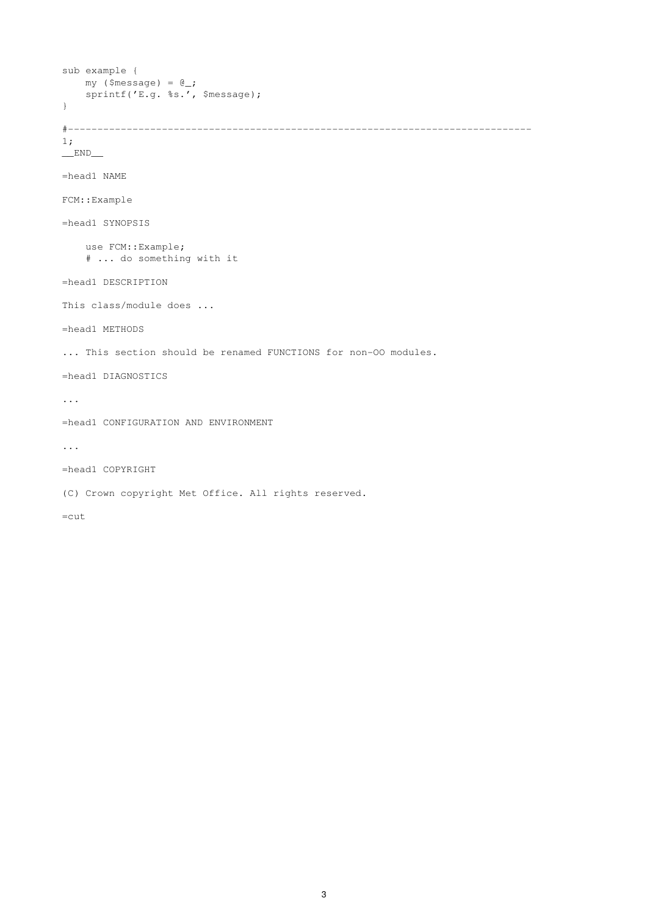```
sub example {
    my ($message) = @_;
    sprintf('E.g. %s.', $message);
}

#-------------------------------------------------------------------------------
1;
__END__

=head1 NAME

FCM::Example

=head1 SYNOPSIS

    use FCM::Example;
    # ... do something with it

=head1 DESCRIPTION

This class/module does ...

=head1 METHODS

... This section should be renamed FUNCTIONS for non-OO modules.

=head1 DIAGNOSTICS

...

=head1 CONFIGURATION AND ENVIRONMENT

...

=head1 COPYRIGHT

(C) Crown copyright Met Office. All rights reserved.

=cut
```